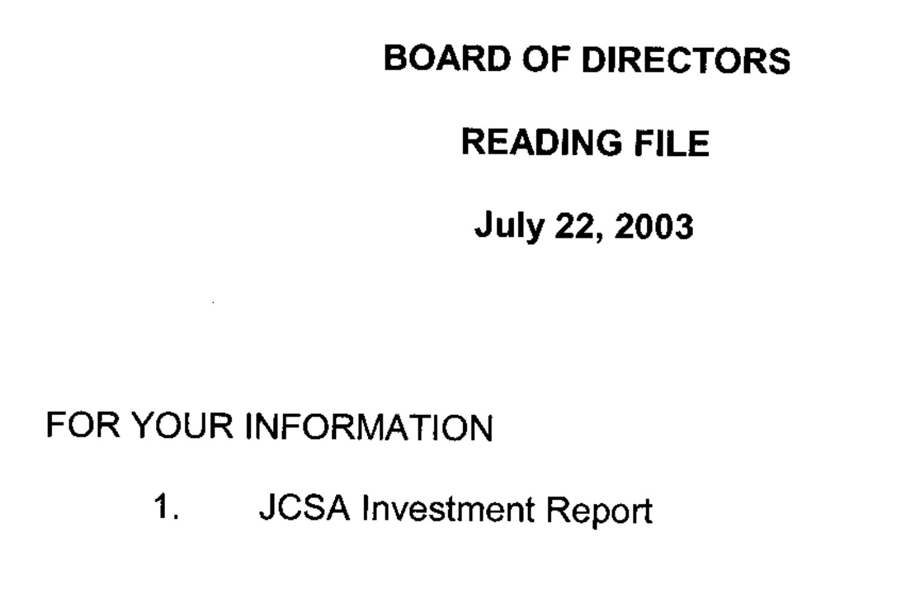# BOARD OF DIRECTORS

# READING FILE

# July 22, 2003

FOR YOUR INFORMATION

1. JCSA Investment Report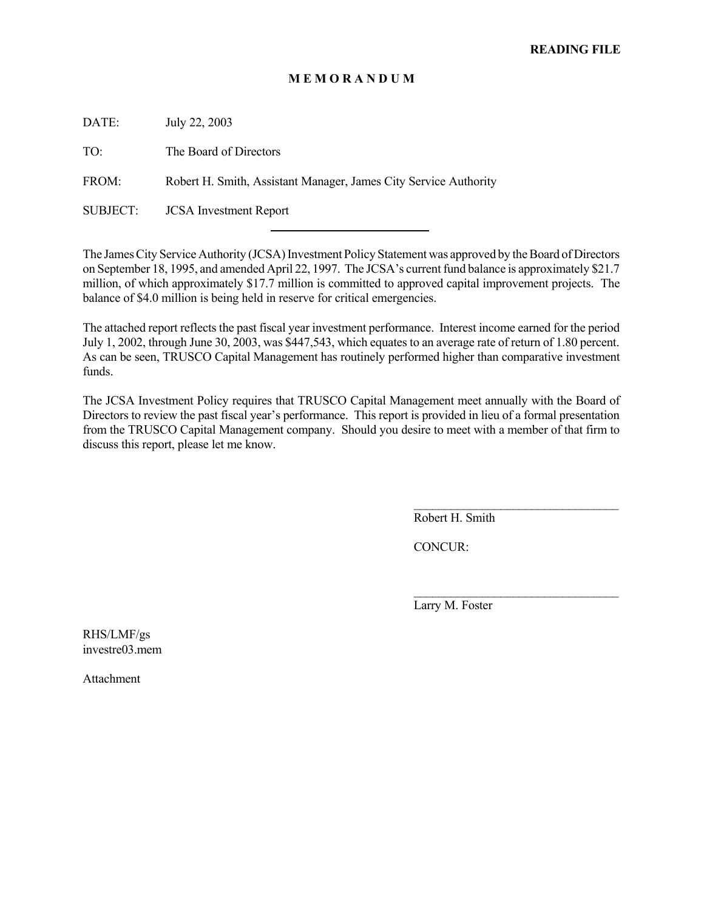**READING FILE**

# M E M O R A N D U M

DATE: July 22, 2003

TO: The Board of Directors

FROM: Robert H. Smith, Assistant Manager, James City Service Authority

SUBJECT: JCSA Investment Report

---

The James City Service Authority (JCSA) Investment Policy Statement was approved by the Board of Directors on September 18, 1995, and amended April 22, 1997. The JCSA's current fund balance is approximately $21.7 million, of which approximately $17.7 million is committed to approved capital improvement projects. The balance of $4.0 million is being held in reserve for critical emergencies.

The attached report reflects the past fiscal year investment performance. Interest income earned for the period July 1, 2002, through June 30, 2003, was $447,543, which equates to an average rate of return of 1.80 percent. As can be seen, TRUSCO Capital Management has routinely performed higher than comparative investment funds.

The JCSA Investment Policy requires that TRUSCO Capital Management meet annually with the Board of Directors to review the past fiscal year's performance. This report is provided in lieu of a formal presentation from the TRUSCO Capital Management company. Should you desire to meet with a member of that firm to discuss this report, please let me know.

\_\_\_\_\_\_\_\_\_\_\_\_\_\_\_\_\_\_\_\_\_\_\_\_\_\_\_\_\_\_\_\_\_\_

Robert H. Smith

CONCUR:

\_\_\_\_\_\_\_\_\_\_\_\_\_\_\_\_\_\_\_\_\_\_\_\_\_\_\_\_\_\_\_\_\_\_

Larry M. Foster

RHS/LMF/gs
investre03.mem

Attachment